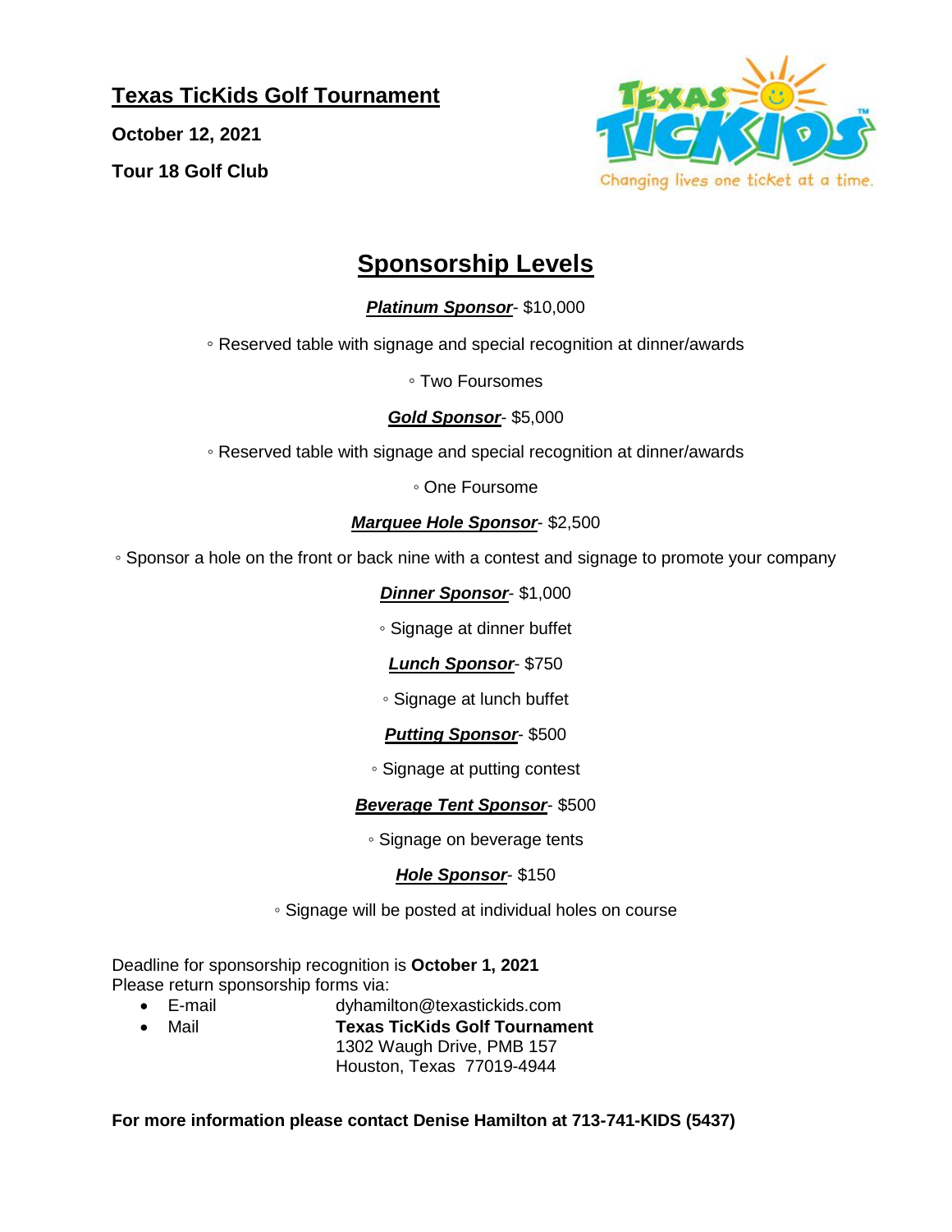# Texas TicKids Golf Tournament

**October 12, 2021**

**Tour 18 Golf Club**

Texas TicKids

Changing lives one ticket at a time.

## Sponsorship Levels

***Platinum Sponsor***- $10,000

◦ Reserved table with signage and special recognition at dinner/awards

◦ Two Foursomes

***Gold Sponsor***- $5,000

◦ Reserved table with signage and special recognition at dinner/awards

◦ One Foursome

***Marquee Hole Sponsor***- $2,500

◦ Sponsor a hole on the front or back nine with a contest and signage to promote your company

***Dinner Sponsor***- $1,000

◦ Signage at dinner buffet

***Lunch Sponsor***- $750

◦ Signage at lunch buffet

***Putting Sponsor***- $500

◦ Signage at putting contest

***Beverage Tent Sponsor***- $500

◦ Signage on beverage tents

***Hole Sponsor***- $150

◦ Signage will be posted at individual holes on course

Deadline for sponsorship recognition is **October 1, 2021**
Please return sponsorship forms via:

- E-mail dyhamilton@texastickids.com
- Mail **Texas TicKids Golf Tournament**
  1302 Waugh Drive, PMB 157
  Houston, Texas 77019-4944

**For more information please contact Denise Hamilton at 713-741-KIDS (5437)**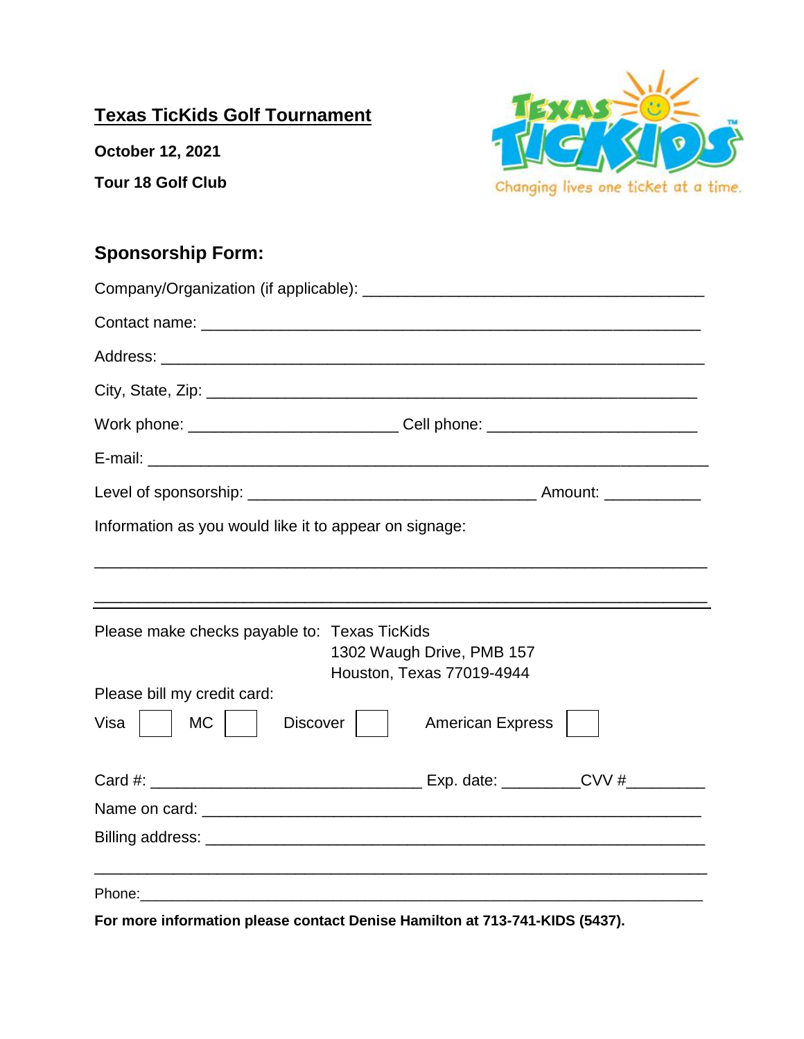**Texas TicKids Golf Tournament**

**October 12, 2021**

**Tour 18 Golf Club**

Changing lives one ticket at a time.

## Sponsorship Form:

Company/Organization (if applicable): ______________________________________

Contact name: ________________________________________________________

Address: ____________________________________________________________

City, State, Zip: ______________________________________________________

Work phone: _______________________ Cell phone: _______________________

E-mail: _____________________________________________________________

Level of sponsorship: ________________________________ Amount: ___________

Information as you would like it to appear on signage:

_____________________________________________________________________

_____________________________________________________________________

Please make checks payable to: Texas TicKids
1302 Waugh Drive, PMB 157
Houston, Texas 77019-4944

Please bill my credit card:

Visa ☐ MC ☐ Discover ☐ American Express ☐

Card #: ______________________________ Exp. date: ________CVV #_________

Name on card: ________________________________________________________

Billing address: _______________________________________________________

_____________________________________________________________________

Phone:_______________________________________________________________

**For more information please contact Denise Hamilton at 713-741-KIDS (5437).**